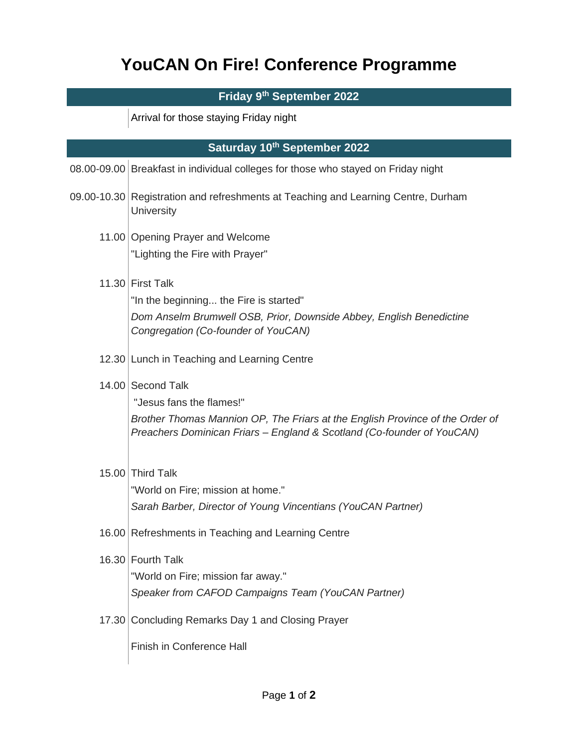# YouCAN On Fire! Conference Programme

## Friday 9th September 2022

| | |
|---|---|
| | Arrival for those staying Friday night |

## Saturday 10th September 2022

| | |
|---|---|
| 08.00-09.00 | Breakfast in individual colleges for those who stayed on Friday night |
| 09.00-10.30 | Registration and refreshments at Teaching and Learning Centre, Durham University |
| 11.00 | Opening Prayer and Welcome<br>"Lighting the Fire with Prayer" |
| 11.30 | First Talk<br>"In the beginning... the Fire is started"<br>*Dom Anselm Brumwell OSB, Prior, Downside Abbey, English Benedictine Congregation (Co-founder of YouCAN)* |
| 12.30 | Lunch in Teaching and Learning Centre |
| 14.00 | Second Talk<br>"Jesus fans the flames!"<br>*Brother Thomas Mannion OP, The Friars at the English Province of the Order of Preachers Dominican Friars – England & Scotland (Co-founder of YouCAN)* |
| 15.00 | Third Talk<br>"World on Fire; mission at home."<br>*Sarah Barber, Director of Young Vincentians (YouCAN Partner)* |
| 16.00 | Refreshments in Teaching and Learning Centre |
| 16.30 | Fourth Talk<br>"World on Fire; mission far away."<br>*Speaker from CAFOD Campaigns Team (YouCAN Partner)* |
| 17.30 | Concluding Remarks Day 1 and Closing Prayer<br>Finish in Conference Hall |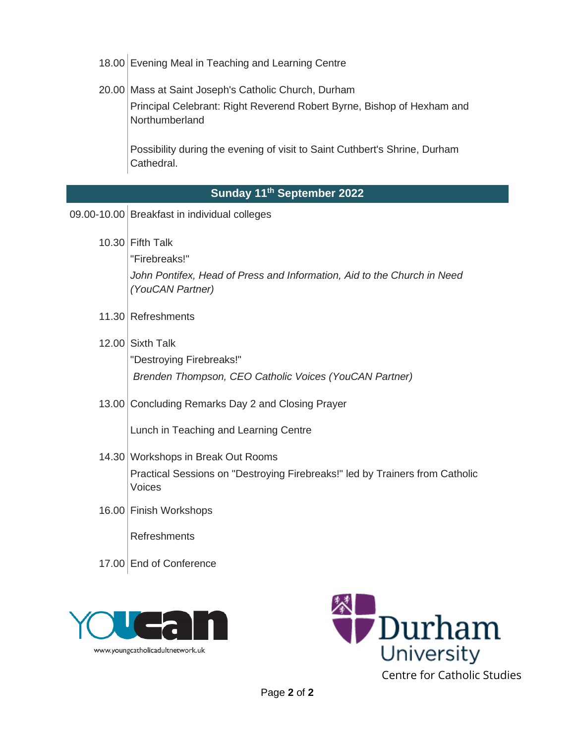| | |
|---|---|
| 18.00 | Evening Meal in Teaching and Learning Centre |
| 20.00 | Mass at Saint Joseph's Catholic Church, Durham<br>Principal Celebrant: Right Reverend Robert Byrne, Bishop of Hexham and Northumberland<br><br>Possibility during the evening of visit to Saint Cuthbert's Shrine, Durham Cathedral. |

## Sunday 11th September 2022

| | |
|---|---|
| 09.00-10.00 | Breakfast in individual colleges |
| 10.30 | Fifth Talk<br>"Firebreaks!"<br>*John Pontifex, Head of Press and Information, Aid to the Church in Need (YouCAN Partner)* |
| 11.30 | Refreshments |
| 12.00 | Sixth Talk<br>"Destroying Firebreaks!"<br>*Brenden Thompson, CEO Catholic Voices (YouCAN Partner)* |
| 13.00 | Concluding Remarks Day 2 and Closing Prayer<br><br>Lunch in Teaching and Learning Centre |
| 14.30 | Workshops in Break Out Rooms<br>Practical Sessions on "Destroying Firebreaks!" led by Trainers from Catholic Voices |
| 16.00 | Finish Workshops<br><br>Refreshments |
| 17.00 | End of Conference |

YOUcan
www.youngcatholicadultnetwork.uk

Durham University
Centre for Catholic Studies